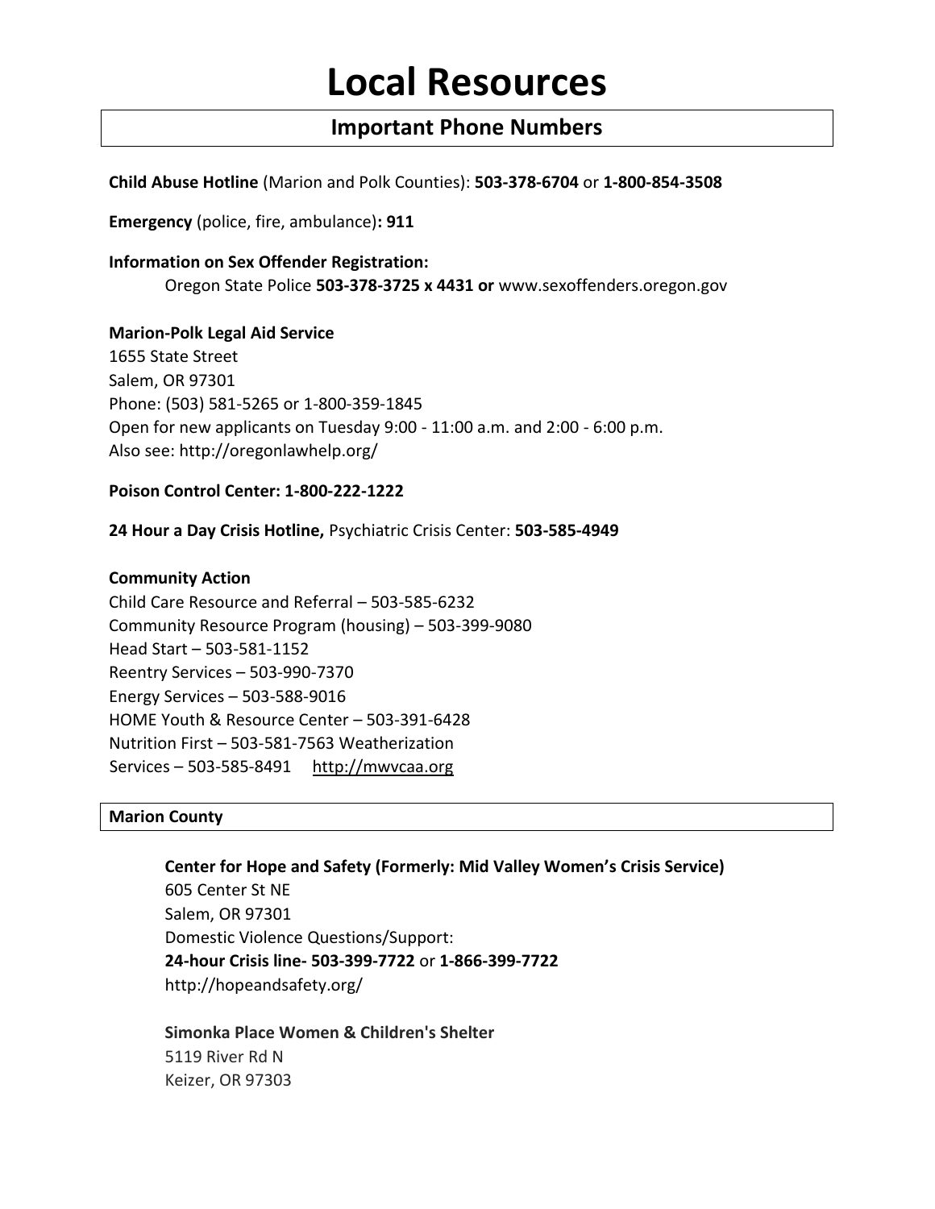# Local Resources

## Important Phone Numbers

**Child Abuse Hotline** (Marion and Polk Counties): **503-378-6704** or **1-800-854-3508**

**Emergency** (police, fire, ambulance)**: 911**

**Information on Sex Offender Registration:**

Oregon State Police **503-378-3725 x 4431 or** www.sexoffenders.oregon.gov

**Marion-Polk Legal Aid Service**
1655 State Street
Salem, OR 97301
Phone: (503) 581-5265 or 1-800-359-1845
Open for new applicants on Tuesday 9:00 - 11:00 a.m. and 2:00 - 6:00 p.m.
Also see: http://oregonlawhelp.org/

**Poison Control Center: 1-800-222-1222**

**24 Hour a Day Crisis Hotline,** Psychiatric Crisis Center: **503-585-4949**

**Community Action**
Child Care Resource and Referral – 503-585-6232
Community Resource Program (housing) – 503-399-9080
Head Start – 503-581-1152
Reentry Services – 503-990-7370
Energy Services – 503-588-9016
HOME Youth & Resource Center – 503-391-6428
Nutrition First – 503-581-7563 Weatherization
Services – 503-585-8491 http://mwvcaa.org

### Marion County

**Center for Hope and Safety (Formerly: Mid Valley Women's Crisis Service)**
605 Center St NE
Salem, OR 97301
Domestic Violence Questions/Support:
**24-hour Crisis line- 503-399-7722** or **1-866-399-7722**
http://hopeandsafety.org/

**Simonka Place Women & Children's Shelter**
5119 River Rd N
Keizer, OR 97303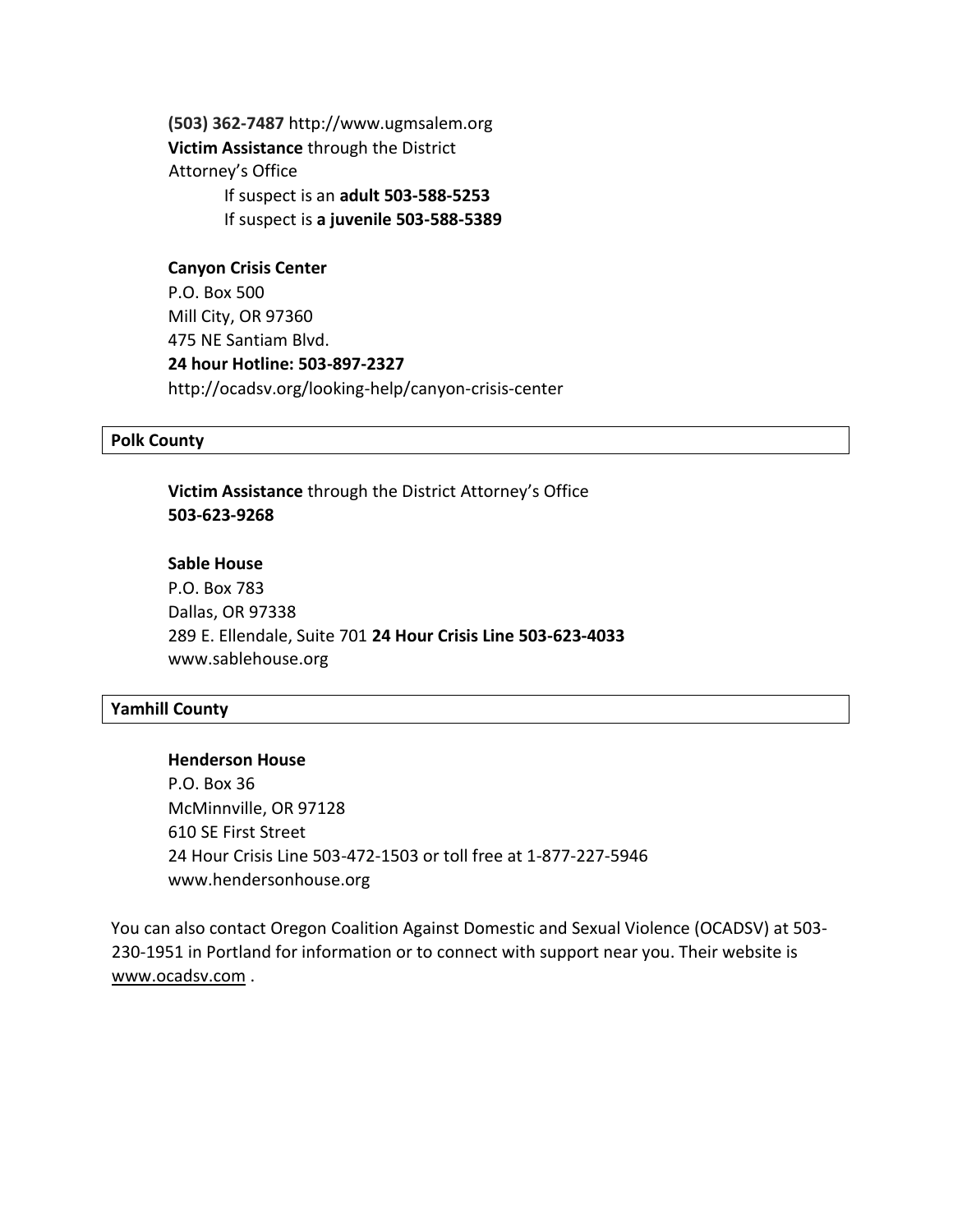**(503) 362-7487** http://www.ugmsalem.org
**Victim Assistance** through the District Attorney's Office

If suspect is an **adult 503-588-5253**
If suspect is **a juvenile 503-588-5389**

**Canyon Crisis Center**
P.O. Box 500
Mill City, OR 97360
475 NE Santiam Blvd.
**24 hour Hotline: 503-897-2327**
http://ocadsv.org/looking-help/canyon-crisis-center

## Polk County

**Victim Assistance** through the District Attorney's Office
**503-623-9268**

**Sable House**
P.O. Box 783
Dallas, OR 97338
289 E. Ellendale, Suite 701 **24 Hour Crisis Line 503-623-4033**
www.sablehouse.org

## Yamhill County

**Henderson House**
P.O. Box 36
McMinnville, OR 97128
610 SE First Street
24 Hour Crisis Line 503-472-1503 or toll free at 1-877-227-5946
www.hendersonhouse.org

You can also contact Oregon Coalition Against Domestic and Sexual Violence (OCADSV) at 503-230-1951 in Portland for information or to connect with support near you. Their website is www.ocadsv.com .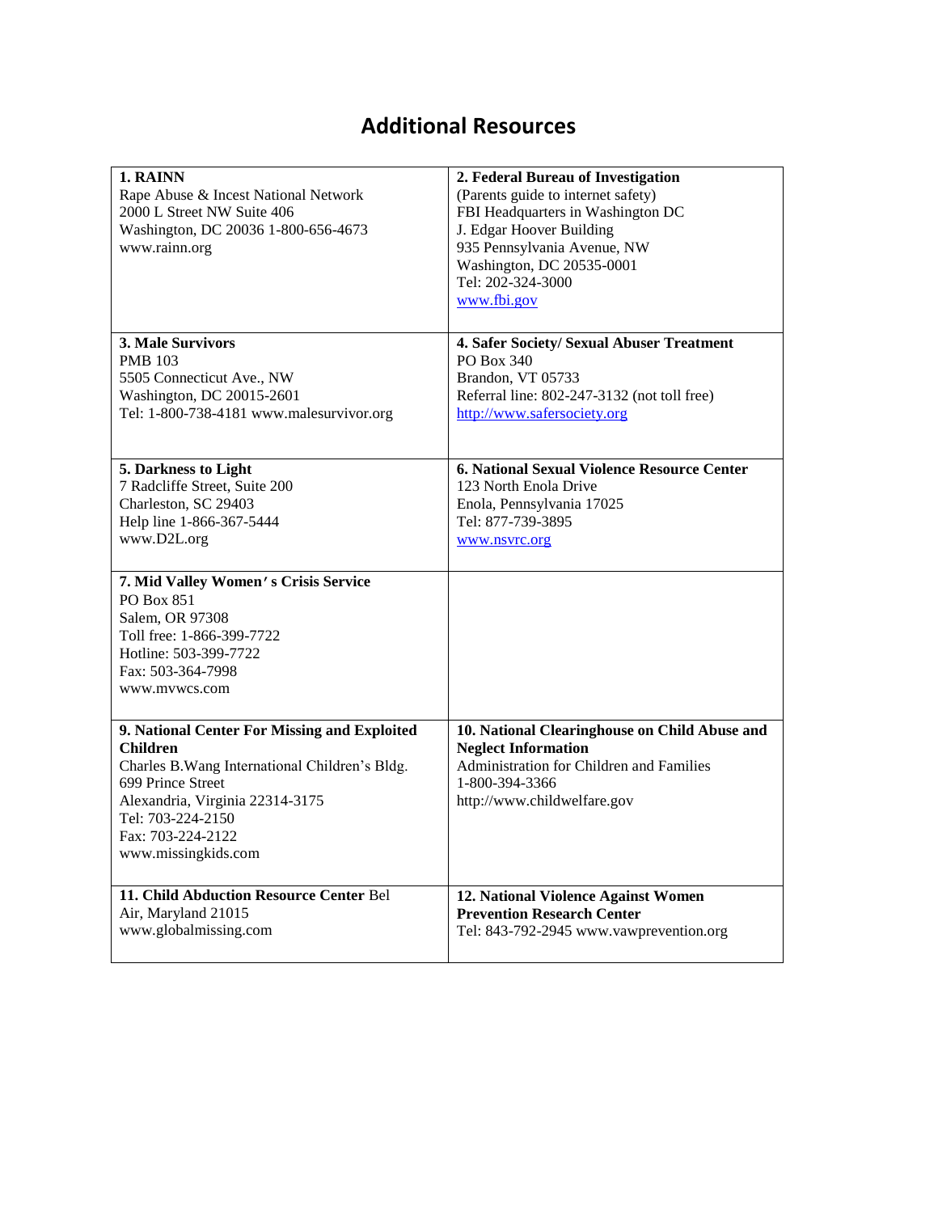## Additional Resources

| | |
|---|---|
| **1. RAINN**<br>Rape Abuse & Incest National Network<br>2000 L Street NW Suite 406<br>Washington, DC 20036 1-800-656-4673<br>www.rainn.org | **2. Federal Bureau of Investigation**<br>(Parents guide to internet safety)<br>FBI Headquarters in Washington DC<br>J. Edgar Hoover Building<br>935 Pennsylvania Avenue, NW<br>Washington, DC 20535-0001<br>Tel: 202-324-3000<br>www.fbi.gov |
| **3. Male Survivors**<br>PMB 103<br>5505 Connecticut Ave., NW<br>Washington, DC 20015-2601<br>Tel: 1-800-738-4181 www.malesurvivor.org | **4. Safer Society/ Sexual Abuser Treatment**<br>PO Box 340<br>Brandon, VT 05733<br>Referral line: 802-247-3132 (not toll free)<br>http://www.safersociety.org |
| **5. Darkness to Light**<br>7 Radcliffe Street, Suite 200<br>Charleston, SC 29403<br>Help line 1-866-367-5444<br>www.D2L.org | **6. National Sexual Violence Resource Center**<br>123 North Enola Drive<br>Enola, Pennsylvania 17025<br>Tel: 877-739-3895<br>www.nsvrc.org |
| **7. Mid Valley Women's Crisis Service**<br>PO Box 851<br>Salem, OR 97308<br>Toll free: 1-866-399-7722<br>Hotline: 503-399-7722<br>Fax: 503-364-7998<br>www.mvwcs.com | |
| **9. National Center For Missing and Exploited Children**<br>Charles B.Wang International Children's Bldg.<br>699 Prince Street<br>Alexandria, Virginia 22314-3175<br>Tel: 703-224-2150<br>Fax: 703-224-2122<br>www.missingkids.com | **10. National Clearinghouse on Child Abuse and Neglect Information**<br>Administration for Children and Families<br>1-800-394-3366<br>http://www.childwelfare.gov |
| **11. Child Abduction Resource Center** Bel Air, Maryland 21015<br>www.globalmissing.com | **12. National Violence Against Women Prevention Research Center**<br>Tel: 843-792-2945 www.vawprevention.org |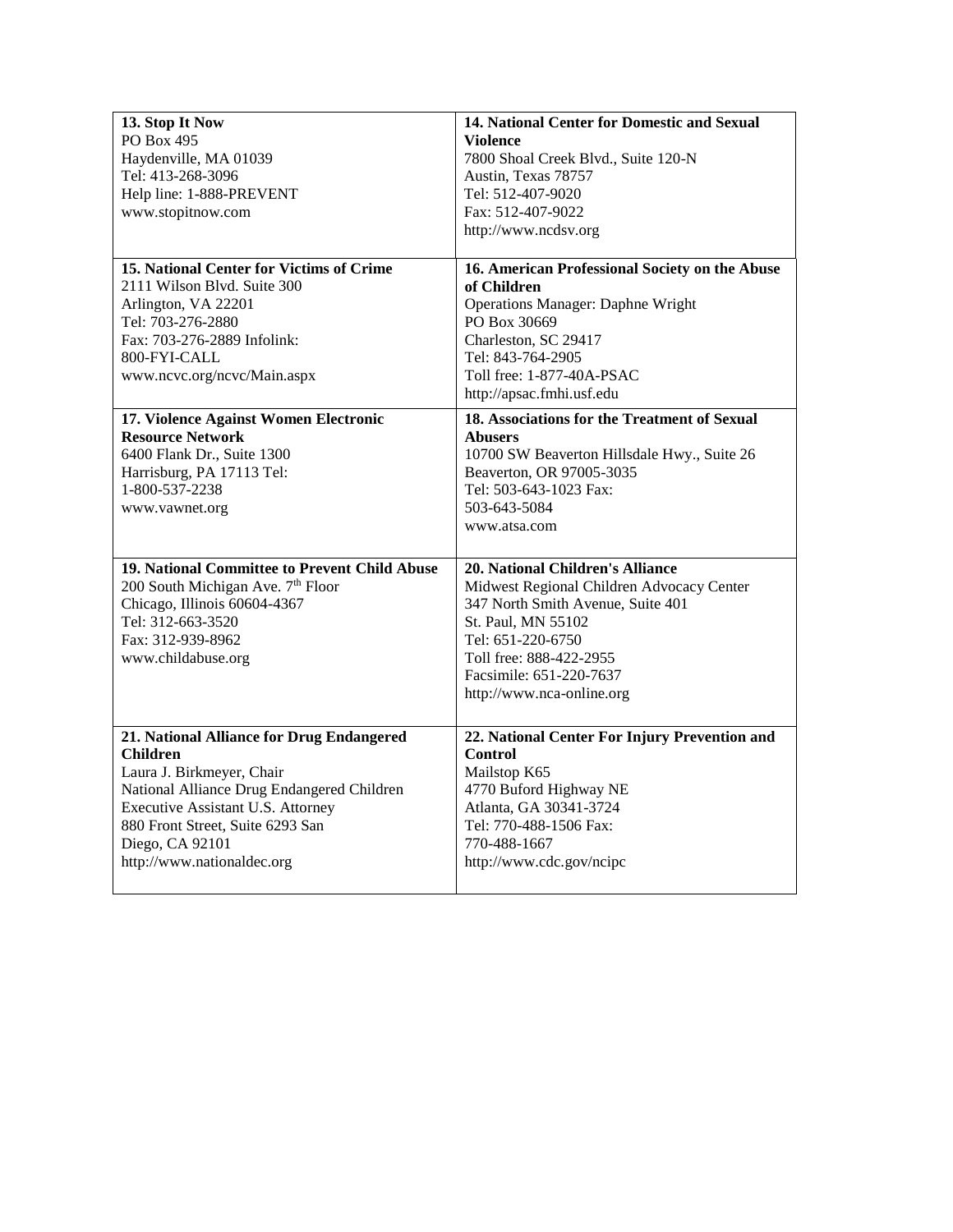| | |
|---|---|
| **13. Stop It Now**<br>PO Box 495<br>Haydenville, MA 01039<br>Tel: 413-268-3096<br>Help line: 1-888-PREVENT<br>www.stopitnow.com | **14. National Center for Domestic and Sexual Violence**<br>7800 Shoal Creek Blvd., Suite 120-N<br>Austin, Texas 78757<br>Tel: 512-407-9020<br>Fax: 512-407-9022<br>http://www.ncdsv.org |
| **15. National Center for Victims of Crime**<br>2111 Wilson Blvd. Suite 300<br>Arlington, VA 22201<br>Tel: 703-276-2880<br>Fax: 703-276-2889 Infolink:<br>800-FYI-CALL<br>www.ncvc.org/ncvc/Main.aspx | **16. American Professional Society on the Abuse of Children**<br>Operations Manager: Daphne Wright<br>PO Box 30669<br>Charleston, SC 29417<br>Tel: 843-764-2905<br>Toll free: 1-877-40A-PSAC<br>http://apsac.fmhi.usf.edu |
| **17. Violence Against Women Electronic Resource Network**<br>6400 Flank Dr., Suite 1300<br>Harrisburg, PA 17113 Tel:<br>1-800-537-2238<br>www.vawnet.org | **18. Associations for the Treatment of Sexual Abusers**<br>10700 SW Beaverton Hillsdale Hwy., Suite 26<br>Beaverton, OR 97005-3035<br>Tel: 503-643-1023 Fax:<br>503-643-5084<br>www.atsa.com |
| **19. National Committee to Prevent Child Abuse**<br>200 South Michigan Ave. 7th Floor<br>Chicago, Illinois 60604-4367<br>Tel: 312-663-3520<br>Fax: 312-939-8962<br>www.childabuse.org | **20. National Children's Alliance**<br>Midwest Regional Children Advocacy Center<br>347 North Smith Avenue, Suite 401<br>St. Paul, MN 55102<br>Tel: 651-220-6750<br>Toll free: 888-422-2955<br>Facsimile: 651-220-7637<br>http://www.nca-online.org |
| **21. National Alliance for Drug Endangered Children**<br>Laura J. Birkmeyer, Chair<br>National Alliance Drug Endangered Children<br>Executive Assistant U.S. Attorney<br>880 Front Street, Suite 6293 San<br>Diego, CA 92101<br>http://www.nationaldec.org | **22. National Center For Injury Prevention and Control**<br>Mailstop K65<br>4770 Buford Highway NE<br>Atlanta, GA 30341-3724<br>Tel: 770-488-1506 Fax:<br>770-488-1667<br>http://www.cdc.gov/ncipc |